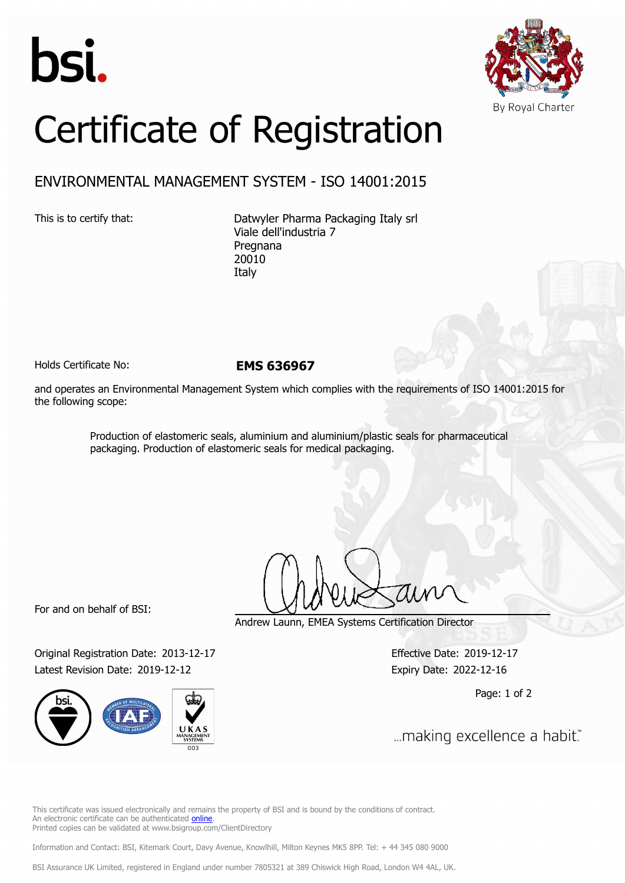bsi.

By Royal Charter

# Certificate of Registration

## ENVIRONMENTAL MANAGEMENT SYSTEM - ISO 14001:2015

This is to certify that: Datwyler Pharma Packaging Italy srl
Viale dell'industria 7
Pregnana
20010
Italy

Holds Certificate No: **EMS 636967**

and operates an Environmental Management System which complies with the requirements of ISO 14001:2015 for the following scope:

> Production of elastomeric seals, aluminium and aluminium/plastic seals for pharmaceutical packaging. Production of elastomeric seals for medical packaging.

For and on behalf of BSI:

Andrew Launn, EMEA Systems Certification Director

Original Registration Date: 2013-12-17
Latest Revision Date: 2019-12-12

Effective Date: 2019-12-17
Expiry Date: 2022-12-16

...making excellence a habit.™

This certificate was issued electronically and remains the property of BSI and is bound by the conditions of contract.
An electronic certificate can be authenticated online.
Printed copies can be validated at www.bsigroup.com/ClientDirectory

Information and Contact: BSI, Kitemark Court, Davy Avenue, Knowlhill, Milton Keynes MK5 8PP. Tel: + 44 345 080 9000

BSI Assurance UK Limited, registered in England under number 7805321 at 389 Chiswick High Road, London W4 4AL, UK.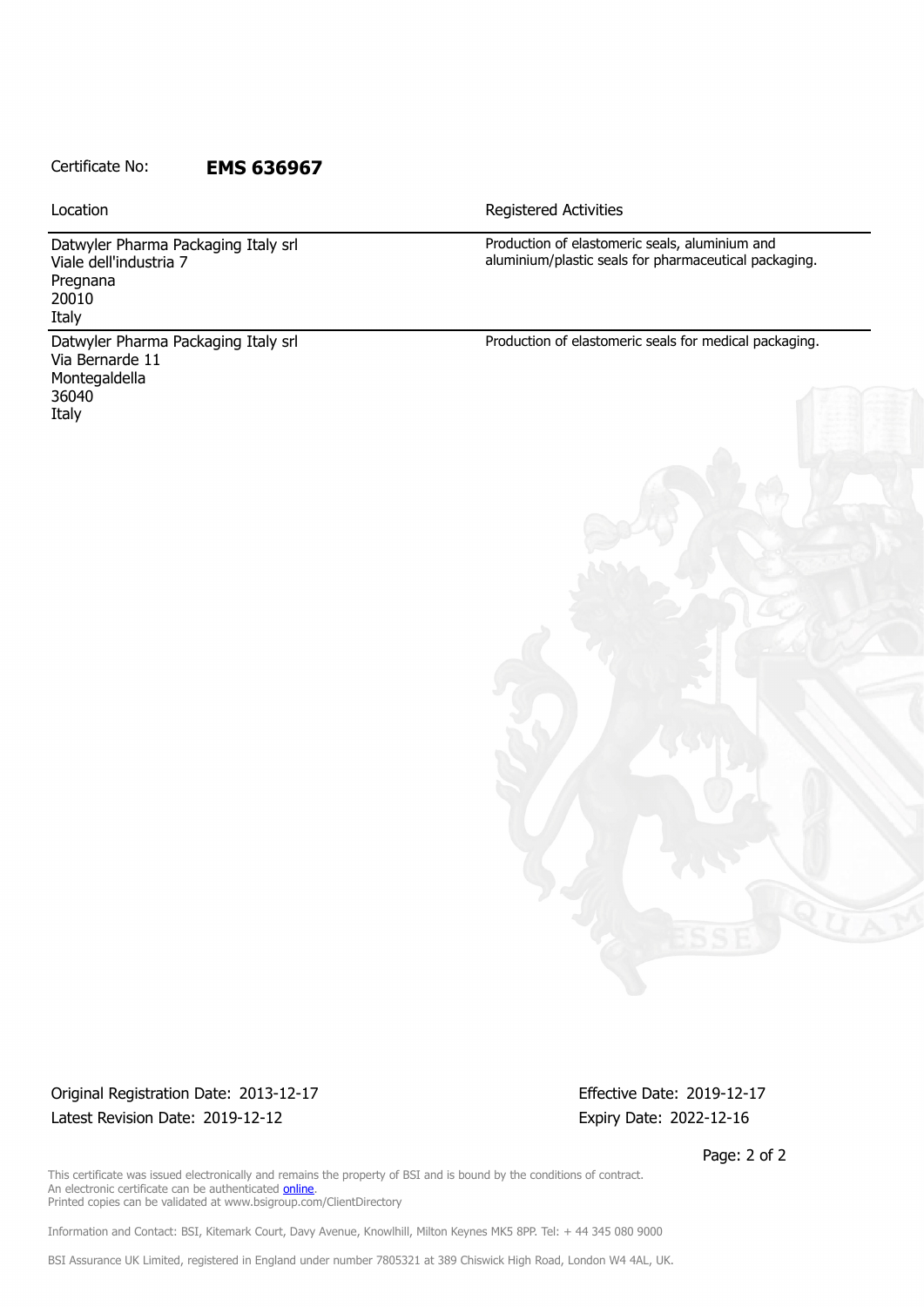Certificate No: **EMS 636967**

| Location | Registered Activities |
| --- | --- |
| Datwyler Pharma Packaging Italy srl<br>Viale dell'industria 7<br>Pregnana<br>20010<br>Italy | Production of elastomeric seals, aluminium and aluminium/plastic seals for pharmaceutical packaging. |
| Datwyler Pharma Packaging Italy srl<br>Via Bernarde 11<br>Montegaldella<br>36040<br>Italy | Production of elastomeric seals for medical packaging. |

Original Registration Date: 2013-12-17

Latest Revision Date: 2019-12-12

Effective Date: 2019-12-17

Expiry Date: 2022-12-16

This certificate was issued electronically and remains the property of BSI and is bound by the conditions of contract.
An electronic certificate can be authenticated online.
Printed copies can be validated at www.bsigroup.com/ClientDirectory

Information and Contact: BSI, Kitemark Court, Davy Avenue, Knowlhill, Milton Keynes MK5 8PP. Tel: + 44 345 080 9000

BSI Assurance UK Limited, registered in England under number 7805321 at 389 Chiswick High Road, London W4 4AL, UK.